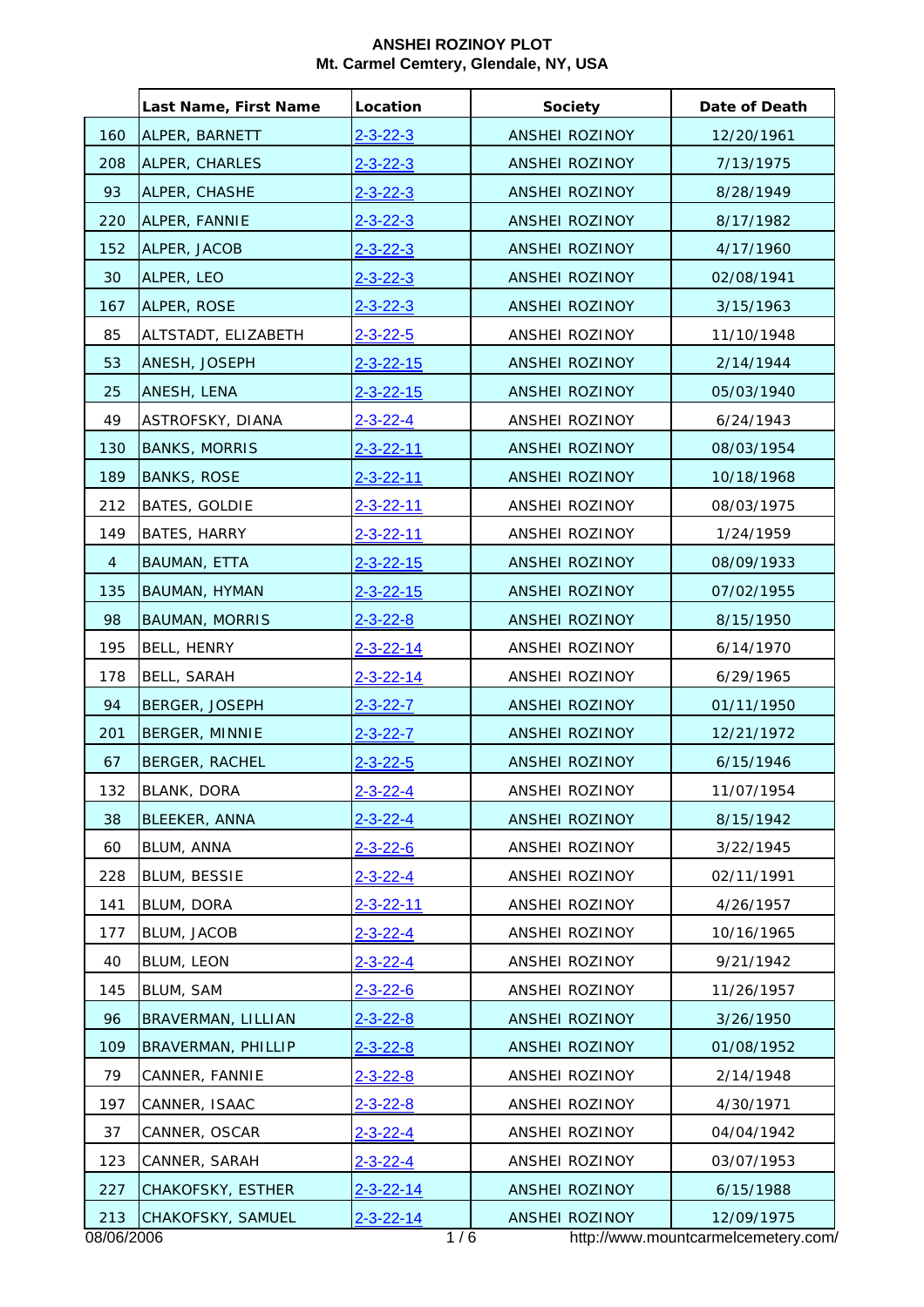# ANSHEI ROZINOY PLOT
## Mt. Carmel Cemtery, Glendale, NY, USA

| | Last Name, First Name | Location | Society | Date of Death |
|---|---|---|---|---|
| 160 | ALPER, BARNETT | 2-3-22-3 | ANSHEI ROZINOY | 12/20/1961 |
| 208 | ALPER, CHARLES | 2-3-22-3 | ANSHEI ROZINOY | 7/13/1975 |
| 93 | ALPER, CHASHE | 2-3-22-3 | ANSHEI ROZINOY | 8/28/1949 |
| 220 | ALPER, FANNIE | 2-3-22-3 | ANSHEI ROZINOY | 8/17/1982 |
| 152 | ALPER, JACOB | 2-3-22-3 | ANSHEI ROZINOY | 4/17/1960 |
| 30 | ALPER, LEO | 2-3-22-3 | ANSHEI ROZINOY | 02/08/1941 |
| 167 | ALPER, ROSE | 2-3-22-3 | ANSHEI ROZINOY | 3/15/1963 |
| 85 | ALTSTADT, ELIZABETH | 2-3-22-5 | ANSHEI ROZINOY | 11/10/1948 |
| 53 | ANESH, JOSEPH | 2-3-22-15 | ANSHEI ROZINOY | 2/14/1944 |
| 25 | ANESH, LENA | 2-3-22-15 | ANSHEI ROZINOY | 05/03/1940 |
| 49 | ASTROFSKY, DIANA | 2-3-22-4 | ANSHEI ROZINOY | 6/24/1943 |
| 130 | BANKS, MORRIS | 2-3-22-11 | ANSHEI ROZINOY | 08/03/1954 |
| 189 | BANKS, ROSE | 2-3-22-11 | ANSHEI ROZINOY | 10/18/1968 |
| 212 | BATES, GOLDIE | 2-3-22-11 | ANSHEI ROZINOY | 08/03/1975 |
| 149 | BATES, HARRY | 2-3-22-11 | ANSHEI ROZINOY | 1/24/1959 |
| 4 | BAUMAN, ETTA | 2-3-22-15 | ANSHEI ROZINOY | 08/09/1933 |
| 135 | BAUMAN, HYMAN | 2-3-22-15 | ANSHEI ROZINOY | 07/02/1955 |
| 98 | BAUMAN, MORRIS | 2-3-22-8 | ANSHEI ROZINOY | 8/15/1950 |
| 195 | BELL, HENRY | 2-3-22-14 | ANSHEI ROZINOY | 6/14/1970 |
| 178 | BELL, SARAH | 2-3-22-14 | ANSHEI ROZINOY | 6/29/1965 |
| 94 | BERGER, JOSEPH | 2-3-22-7 | ANSHEI ROZINOY | 01/11/1950 |
| 201 | BERGER, MINNIE | 2-3-22-7 | ANSHEI ROZINOY | 12/21/1972 |
| 67 | BERGER, RACHEL | 2-3-22-5 | ANSHEI ROZINOY | 6/15/1946 |
| 132 | BLANK, DORA | 2-3-22-4 | ANSHEI ROZINOY | 11/07/1954 |
| 38 | BLEEKER, ANNA | 2-3-22-4 | ANSHEI ROZINOY | 8/15/1942 |
| 60 | BLUM, ANNA | 2-3-22-6 | ANSHEI ROZINOY | 3/22/1945 |
| 228 | BLUM, BESSIE | 2-3-22-4 | ANSHEI ROZINOY | 02/11/1991 |
| 141 | BLUM, DORA | 2-3-22-11 | ANSHEI ROZINOY | 4/26/1957 |
| 177 | BLUM, JACOB | 2-3-22-4 | ANSHEI ROZINOY | 10/16/1965 |
| 40 | BLUM, LEON | 2-3-22-4 | ANSHEI ROZINOY | 9/21/1942 |
| 145 | BLUM, SAM | 2-3-22-6 | ANSHEI ROZINOY | 11/26/1957 |
| 96 | BRAVERMAN, LILLIAN | 2-3-22-8 | ANSHEI ROZINOY | 3/26/1950 |
| 109 | BRAVERMAN, PHILLIP | 2-3-22-8 | ANSHEI ROZINOY | 01/08/1952 |
| 79 | CANNER, FANNIE | 2-3-22-8 | ANSHEI ROZINOY | 2/14/1948 |
| 197 | CANNER, ISAAC | 2-3-22-8 | ANSHEI ROZINOY | 4/30/1971 |
| 37 | CANNER, OSCAR | 2-3-22-4 | ANSHEI ROZINOY | 04/04/1942 |
| 123 | CANNER, SARAH | 2-3-22-4 | ANSHEI ROZINOY | 03/07/1953 |
| 227 | CHAKOFSKY, ESTHER | 2-3-22-14 | ANSHEI ROZINOY | 6/15/1988 |
| 213 | CHAKOFSKY, SAMUEL | 2-3-22-14 | ANSHEI ROZINOY | 12/09/1975 |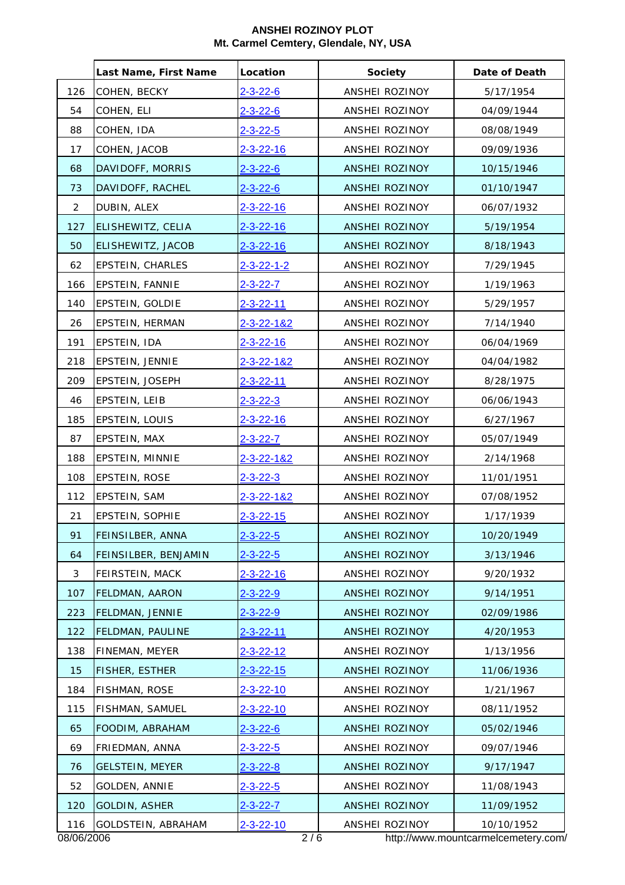# ANSHEI ROZINOY PLOT
## Mt. Carmel Cemtery, Glendale, NY, USA

| | Last Name, First Name | Location | Society | Date of Death |
|---|---|---|---|---|
| 126 | COHEN, BECKY | 2-3-22-6 | ANSHEI ROZINOY | 5/17/1954 |
| 54 | COHEN, ELI | 2-3-22-6 | ANSHEI ROZINOY | 04/09/1944 |
| 88 | COHEN, IDA | 2-3-22-5 | ANSHEI ROZINOY | 08/08/1949 |
| 17 | COHEN, JACOB | 2-3-22-16 | ANSHEI ROZINOY | 09/09/1936 |
| 68 | DAVIDOFF, MORRIS | 2-3-22-6 | ANSHEI ROZINOY | 10/15/1946 |
| 73 | DAVIDOFF, RACHEL | 2-3-22-6 | ANSHEI ROZINOY | 01/10/1947 |
| 2 | DUBIN, ALEX | 2-3-22-16 | ANSHEI ROZINOY | 06/07/1932 |
| 127 | ELISHEWITZ, CELIA | 2-3-22-16 | ANSHEI ROZINOY | 5/19/1954 |
| 50 | ELISHEWITZ, JACOB | 2-3-22-16 | ANSHEI ROZINOY | 8/18/1943 |
| 62 | EPSTEIN, CHARLES | 2-3-22-1-2 | ANSHEI ROZINOY | 7/29/1945 |
| 166 | EPSTEIN, FANNIE | 2-3-22-7 | ANSHEI ROZINOY | 1/19/1963 |
| 140 | EPSTEIN, GOLDIE | 2-3-22-11 | ANSHEI ROZINOY | 5/29/1957 |
| 26 | EPSTEIN, HERMAN | 2-3-22-1&2 | ANSHEI ROZINOY | 7/14/1940 |
| 191 | EPSTEIN, IDA | 2-3-22-16 | ANSHEI ROZINOY | 06/04/1969 |
| 218 | EPSTEIN, JENNIE | 2-3-22-1&2 | ANSHEI ROZINOY | 04/04/1982 |
| 209 | EPSTEIN, JOSEPH | 2-3-22-11 | ANSHEI ROZINOY | 8/28/1975 |
| 46 | EPSTEIN, LEIB | 2-3-22-3 | ANSHEI ROZINOY | 06/06/1943 |
| 185 | EPSTEIN, LOUIS | 2-3-22-16 | ANSHEI ROZINOY | 6/27/1967 |
| 87 | EPSTEIN, MAX | 2-3-22-7 | ANSHEI ROZINOY | 05/07/1949 |
| 188 | EPSTEIN, MINNIE | 2-3-22-1&2 | ANSHEI ROZINOY | 2/14/1968 |
| 108 | EPSTEIN, ROSE | 2-3-22-3 | ANSHEI ROZINOY | 11/01/1951 |
| 112 | EPSTEIN, SAM | 2-3-22-1&2 | ANSHEI ROZINOY | 07/08/1952 |
| 21 | EPSTEIN, SOPHIE | 2-3-22-15 | ANSHEI ROZINOY | 1/17/1939 |
| 91 | FEINSILBER, ANNA | 2-3-22-5 | ANSHEI ROZINOY | 10/20/1949 |
| 64 | FEINSILBER, BENJAMIN | 2-3-22-5 | ANSHEI ROZINOY | 3/13/1946 |
| 3 | FEIRSTEIN, MACK | 2-3-22-16 | ANSHEI ROZINOY | 9/20/1932 |
| 107 | FELDMAN, AARON | 2-3-22-9 | ANSHEI ROZINOY | 9/14/1951 |
| 223 | FELDMAN, JENNIE | 2-3-22-9 | ANSHEI ROZINOY | 02/09/1986 |
| 122 | FELDMAN, PAULINE | 2-3-22-11 | ANSHEI ROZINOY | 4/20/1953 |
| 138 | FINEMAN, MEYER | 2-3-22-12 | ANSHEI ROZINOY | 1/13/1956 |
| 15 | FISHER, ESTHER | 2-3-22-15 | ANSHEI ROZINOY | 11/06/1936 |
| 184 | FISHMAN, ROSE | 2-3-22-10 | ANSHEI ROZINOY | 1/21/1967 |
| 115 | FISHMAN, SAMUEL | 2-3-22-10 | ANSHEI ROZINOY | 08/11/1952 |
| 65 | FOODIM, ABRAHAM | 2-3-22-6 | ANSHEI ROZINOY | 05/02/1946 |
| 69 | FRIEDMAN, ANNA | 2-3-22-5 | ANSHEI ROZINOY | 09/07/1946 |
| 76 | GELSTEIN, MEYER | 2-3-22-8 | ANSHEI ROZINOY | 9/17/1947 |
| 52 | GOLDEN, ANNIE | 2-3-22-5 | ANSHEI ROZINOY | 11/08/1943 |
| 120 | GOLDIN, ASHER | 2-3-22-7 | ANSHEI ROZINOY | 11/09/1952 |
| 116 | GOLDSTEIN, ABRAHAM | 2-3-22-10 | ANSHEI ROZINOY | 10/10/1952 |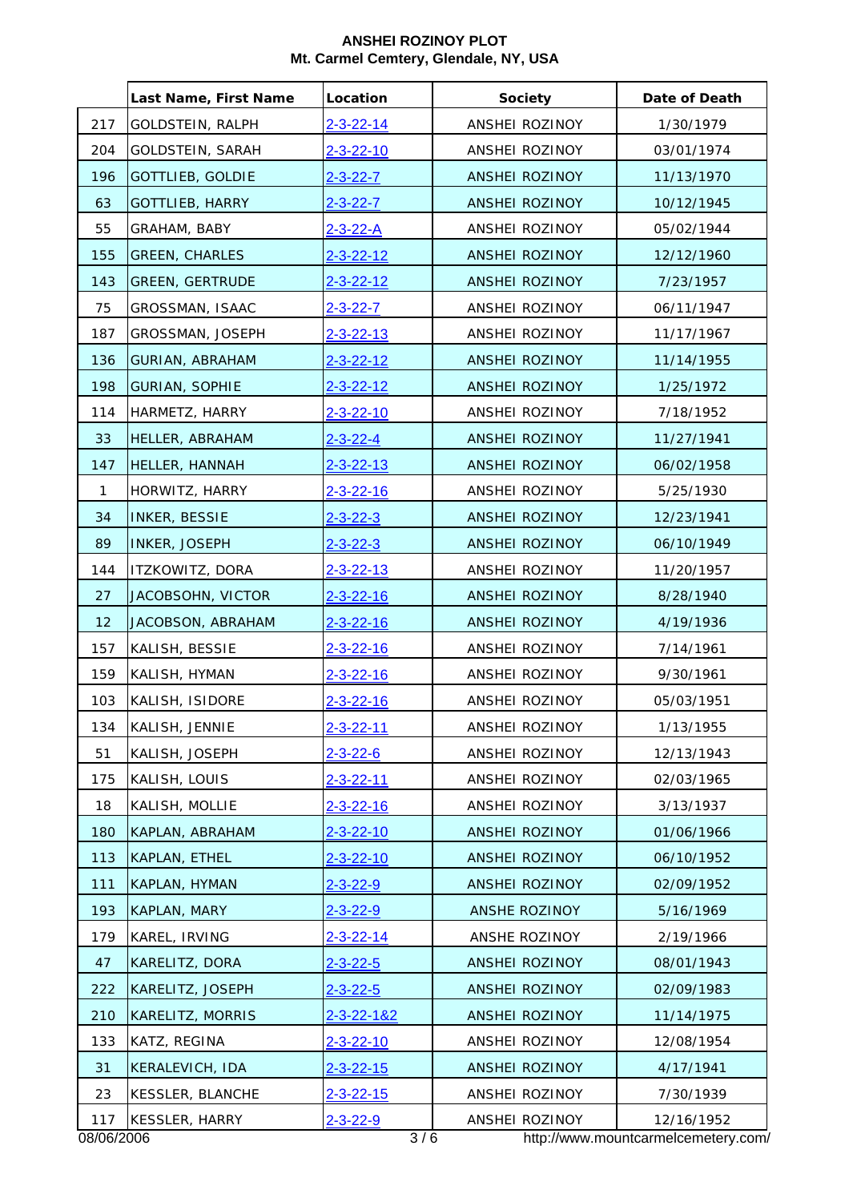**ANSHEI ROZINOY PLOT**
**Mt. Carmel Cemtery, Glendale, NY, USA**

| | Last Name, First Name | Location | Society | Date of Death |
|---|---|---|---|---|
| 217 | GOLDSTEIN, RALPH | 2-3-22-14 | ANSHEI ROZINOY | 1/30/1979 |
| 204 | GOLDSTEIN, SARAH | 2-3-22-10 | ANSHEI ROZINOY | 03/01/1974 |
| 196 | GOTTLIEB, GOLDIE | 2-3-22-7 | ANSHEI ROZINOY | 11/13/1970 |
| 63 | GOTTLIEB, HARRY | 2-3-22-7 | ANSHEI ROZINOY | 10/12/1945 |
| 55 | GRAHAM, BABY | 2-3-22-A | ANSHEI ROZINOY | 05/02/1944 |
| 155 | GREEN, CHARLES | 2-3-22-12 | ANSHEI ROZINOY | 12/12/1960 |
| 143 | GREEN, GERTRUDE | 2-3-22-12 | ANSHEI ROZINOY | 7/23/1957 |
| 75 | GROSSMAN, ISAAC | 2-3-22-7 | ANSHEI ROZINOY | 06/11/1947 |
| 187 | GROSSMAN, JOSEPH | 2-3-22-13 | ANSHEI ROZINOY | 11/17/1967 |
| 136 | GURIAN, ABRAHAM | 2-3-22-12 | ANSHEI ROZINOY | 11/14/1955 |
| 198 | GURIAN, SOPHIE | 2-3-22-12 | ANSHEI ROZINOY | 1/25/1972 |
| 114 | HARMETZ, HARRY | 2-3-22-10 | ANSHEI ROZINOY | 7/18/1952 |
| 33 | HELLER, ABRAHAM | 2-3-22-4 | ANSHEI ROZINOY | 11/27/1941 |
| 147 | HELLER, HANNAH | 2-3-22-13 | ANSHEI ROZINOY | 06/02/1958 |
| 1 | HORWITZ, HARRY | 2-3-22-16 | ANSHEI ROZINOY | 5/25/1930 |
| 34 | INKER, BESSIE | 2-3-22-3 | ANSHEI ROZINOY | 12/23/1941 |
| 89 | INKER, JOSEPH | 2-3-22-3 | ANSHEI ROZINOY | 06/10/1949 |
| 144 | ITZKOWITZ, DORA | 2-3-22-13 | ANSHEI ROZINOY | 11/20/1957 |
| 27 | JACOBSOHN, VICTOR | 2-3-22-16 | ANSHEI ROZINOY | 8/28/1940 |
| 12 | JACOBSON, ABRAHAM | 2-3-22-16 | ANSHEI ROZINOY | 4/19/1936 |
| 157 | KALISH, BESSIE | 2-3-22-16 | ANSHEI ROZINOY | 7/14/1961 |
| 159 | KALISH, HYMAN | 2-3-22-16 | ANSHEI ROZINOY | 9/30/1961 |
| 103 | KALISH, ISIDORE | 2-3-22-16 | ANSHEI ROZINOY | 05/03/1951 |
| 134 | KALISH, JENNIE | 2-3-22-11 | ANSHEI ROZINOY | 1/13/1955 |
| 51 | KALISH, JOSEPH | 2-3-22-6 | ANSHEI ROZINOY | 12/13/1943 |
| 175 | KALISH, LOUIS | 2-3-22-11 | ANSHEI ROZINOY | 02/03/1965 |
| 18 | KALISH, MOLLIE | 2-3-22-16 | ANSHEI ROZINOY | 3/13/1937 |
| 180 | KAPLAN, ABRAHAM | 2-3-22-10 | ANSHEI ROZINOY | 01/06/1966 |
| 113 | KAPLAN, ETHEL | 2-3-22-10 | ANSHEI ROZINOY | 06/10/1952 |
| 111 | KAPLAN, HYMAN | 2-3-22-9 | ANSHEI ROZINOY | 02/09/1952 |
| 193 | KAPLAN, MARY | 2-3-22-9 | ANSHE ROZINOY | 5/16/1969 |
| 179 | KAREL, IRVING | 2-3-22-14 | ANSHE ROZINOY | 2/19/1966 |
| 47 | KARELITZ, DORA | 2-3-22-5 | ANSHEI ROZINOY | 08/01/1943 |
| 222 | KARELITZ, JOSEPH | 2-3-22-5 | ANSHEI ROZINOY | 02/09/1983 |
| 210 | KARELITZ, MORRIS | 2-3-22-1&2 | ANSHEI ROZINOY | 11/14/1975 |
| 133 | KATZ, REGINA | 2-3-22-10 | ANSHEI ROZINOY | 12/08/1954 |
| 31 | KERALEVICH, IDA | 2-3-22-15 | ANSHEI ROZINOY | 4/17/1941 |
| 23 | KESSLER, BLANCHE | 2-3-22-15 | ANSHEI ROZINOY | 7/30/1939 |
| 117 | KESSLER, HARRY | 2-3-22-9 | ANSHEI ROZINOY | 12/16/1952 |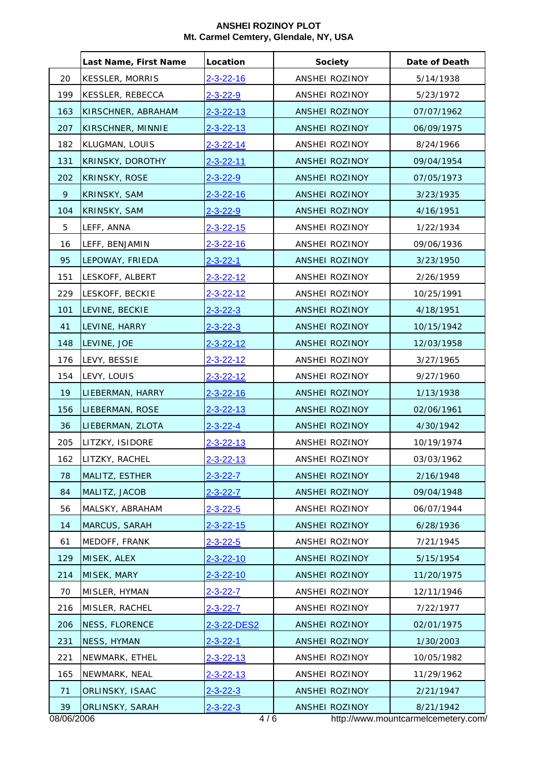**ANSHEI ROZINOY PLOT**
**Mt. Carmel Cemtery, Glendale, NY, USA**

| | Last Name, First Name | Location | Society | Date of Death |
|---|---|---|---|---|
| 20 | KESSLER, MORRIS | 2-3-22-16 | ANSHEI ROZINOY | 5/14/1938 |
| 199 | KESSLER, REBECCA | 2-3-22-9 | ANSHEI ROZINOY | 5/23/1972 |
| 163 | KIRSCHNER, ABRAHAM | 2-3-22-13 | ANSHEI ROZINOY | 07/07/1962 |
| 207 | KIRSCHNER, MINNIE | 2-3-22-13 | ANSHEI ROZINOY | 06/09/1975 |
| 182 | KLUGMAN, LOUIS | 2-3-22-14 | ANSHEI ROZINOY | 8/24/1966 |
| 131 | KRINSKY, DOROTHY | 2-3-22-11 | ANSHEI ROZINOY | 09/04/1954 |
| 202 | KRINSKY, ROSE | 2-3-22-9 | ANSHEI ROZINOY | 07/05/1973 |
| 9 | KRINSKY, SAM | 2-3-22-16 | ANSHEI ROZINOY | 3/23/1935 |
| 104 | KRINSKY, SAM | 2-3-22-9 | ANSHEI ROZINOY | 4/16/1951 |
| 5 | LEFF, ANNA | 2-3-22-15 | ANSHEI ROZINOY | 1/22/1934 |
| 16 | LEFF, BENJAMIN | 2-3-22-16 | ANSHEI ROZINOY | 09/06/1936 |
| 95 | LEPOWAY, FRIEDA | 2-3-22-1 | ANSHEI ROZINOY | 3/23/1950 |
| 151 | LESKOFF, ALBERT | 2-3-22-12 | ANSHEI ROZINOY | 2/26/1959 |
| 229 | LESKOFF, BECKIE | 2-3-22-12 | ANSHEI ROZINOY | 10/25/1991 |
| 101 | LEVINE, BECKIE | 2-3-22-3 | ANSHEI ROZINOY | 4/18/1951 |
| 41 | LEVINE, HARRY | 2-3-22-3 | ANSHEI ROZINOY | 10/15/1942 |
| 148 | LEVINE, JOE | 2-3-22-12 | ANSHEI ROZINOY | 12/03/1958 |
| 176 | LEVY, BESSIE | 2-3-22-12 | ANSHEI ROZINOY | 3/27/1965 |
| 154 | LEVY, LOUIS | 2-3-22-12 | ANSHEI ROZINOY | 9/27/1960 |
| 19 | LIEBERMAN, HARRY | 2-3-22-16 | ANSHEI ROZINOY | 1/13/1938 |
| 156 | LIEBERMAN, ROSE | 2-3-22-13 | ANSHEI ROZINOY | 02/06/1961 |
| 36 | LIEBERMAN, ZLOTA | 2-3-22-4 | ANSHEI ROZINOY | 4/30/1942 |
| 205 | LITZKY, ISIDORE | 2-3-22-13 | ANSHEI ROZINOY | 10/19/1974 |
| 162 | LITZKY, RACHEL | 2-3-22-13 | ANSHEI ROZINOY | 03/03/1962 |
| 78 | MALITZ, ESTHER | 2-3-22-7 | ANSHEI ROZINOY | 2/16/1948 |
| 84 | MALITZ, JACOB | 2-3-22-7 | ANSHEI ROZINOY | 09/04/1948 |
| 56 | MALSKY, ABRAHAM | 2-3-22-5 | ANSHEI ROZINOY | 06/07/1944 |
| 14 | MARCUS, SARAH | 2-3-22-15 | ANSHEI ROZINOY | 6/28/1936 |
| 61 | MEDOFF, FRANK | 2-3-22-5 | ANSHEI ROZINOY | 7/21/1945 |
| 129 | MISEK, ALEX | 2-3-22-10 | ANSHEI ROZINOY | 5/15/1954 |
| 214 | MISEK, MARY | 2-3-22-10 | ANSHEI ROZINOY | 11/20/1975 |
| 70 | MISLER, HYMAN | 2-3-22-7 | ANSHEI ROZINOY | 12/11/1946 |
| 216 | MISLER, RACHEL | 2-3-22-7 | ANSHEI ROZINOY | 7/22/1977 |
| 206 | NESS, FLORENCE | 2-3-22-DES2 | ANSHEI ROZINOY | 02/01/1975 |
| 231 | NESS, HYMAN | 2-3-22-1 | ANSHEI ROZINOY | 1/30/2003 |
| 221 | NEWMARK, ETHEL | 2-3-22-13 | ANSHEI ROZINOY | 10/05/1982 |
| 165 | NEWMARK, NEAL | 2-3-22-13 | ANSHEI ROZINOY | 11/29/1962 |
| 71 | ORLINSKY, ISAAC | 2-3-22-3 | ANSHEI ROZINOY | 2/21/1947 |
| 39 | ORLINSKY, SARAH | 2-3-22-3 | ANSHEI ROZINOY | 8/21/1942 |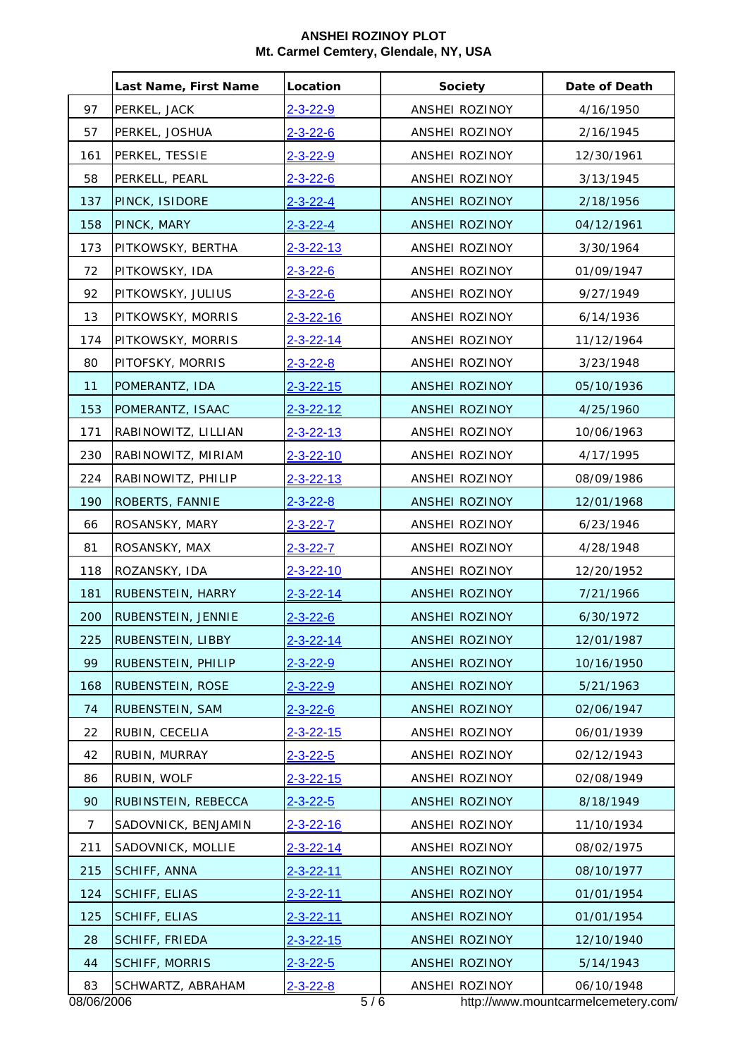**ANSHEI ROZINOY PLOT**
**Mt. Carmel Cemtery, Glendale, NY, USA**

| | Last Name, First Name | Location | Society | Date of Death |
|---|---|---|---|---|
| 97 | PERKEL, JACK | 2-3-22-9 | ANSHEI ROZINOY | 4/16/1950 |
| 57 | PERKEL, JOSHUA | 2-3-22-6 | ANSHEI ROZINOY | 2/16/1945 |
| 161 | PERKEL, TESSIE | 2-3-22-9 | ANSHEI ROZINOY | 12/30/1961 |
| 58 | PERKELL, PEARL | 2-3-22-6 | ANSHEI ROZINOY | 3/13/1945 |
| 137 | PINCK, ISIDORE | 2-3-22-4 | ANSHEI ROZINOY | 2/18/1956 |
| 158 | PINCK, MARY | 2-3-22-4 | ANSHEI ROZINOY | 04/12/1961 |
| 173 | PITKOWSKY, BERTHA | 2-3-22-13 | ANSHEI ROZINOY | 3/30/1964 |
| 72 | PITKOWSKY, IDA | 2-3-22-6 | ANSHEI ROZINOY | 01/09/1947 |
| 92 | PITKOWSKY, JULIUS | 2-3-22-6 | ANSHEI ROZINOY | 9/27/1949 |
| 13 | PITKOWSKY, MORRIS | 2-3-22-16 | ANSHEI ROZINOY | 6/14/1936 |
| 174 | PITKOWSKY, MORRIS | 2-3-22-14 | ANSHEI ROZINOY | 11/12/1964 |
| 80 | PITOFSKY, MORRIS | 2-3-22-8 | ANSHEI ROZINOY | 3/23/1948 |
| 11 | POMERANTZ, IDA | 2-3-22-15 | ANSHEI ROZINOY | 05/10/1936 |
| 153 | POMERANTZ, ISAAC | 2-3-22-12 | ANSHEI ROZINOY | 4/25/1960 |
| 171 | RABINOWITZ, LILLIAN | 2-3-22-13 | ANSHEI ROZINOY | 10/06/1963 |
| 230 | RABINOWITZ, MIRIAM | 2-3-22-10 | ANSHEI ROZINOY | 4/17/1995 |
| 224 | RABINOWITZ, PHILIP | 2-3-22-13 | ANSHEI ROZINOY | 08/09/1986 |
| 190 | ROBERTS, FANNIE | 2-3-22-8 | ANSHEI ROZINOY | 12/01/1968 |
| 66 | ROSANSKY, MARY | 2-3-22-7 | ANSHEI ROZINOY | 6/23/1946 |
| 81 | ROSANSKY, MAX | 2-3-22-7 | ANSHEI ROZINOY | 4/28/1948 |
| 118 | ROZANSKY, IDA | 2-3-22-10 | ANSHEI ROZINOY | 12/20/1952 |
| 181 | RUBENSTEIN, HARRY | 2-3-22-14 | ANSHEI ROZINOY | 7/21/1966 |
| 200 | RUBENSTEIN, JENNIE | 2-3-22-6 | ANSHEI ROZINOY | 6/30/1972 |
| 225 | RUBENSTEIN, LIBBY | 2-3-22-14 | ANSHEI ROZINOY | 12/01/1987 |
| 99 | RUBENSTEIN, PHILIP | 2-3-22-9 | ANSHEI ROZINOY | 10/16/1950 |
| 168 | RUBENSTEIN, ROSE | 2-3-22-9 | ANSHEI ROZINOY | 5/21/1963 |
| 74 | RUBENSTEIN, SAM | 2-3-22-6 | ANSHEI ROZINOY | 02/06/1947 |
| 22 | RUBIN, CECELIA | 2-3-22-15 | ANSHEI ROZINOY | 06/01/1939 |
| 42 | RUBIN, MURRAY | 2-3-22-5 | ANSHEI ROZINOY | 02/12/1943 |
| 86 | RUBIN, WOLF | 2-3-22-15 | ANSHEI ROZINOY | 02/08/1949 |
| 90 | RUBINSTEIN, REBECCA | 2-3-22-5 | ANSHEI ROZINOY | 8/18/1949 |
| 7 | SADOVNICK, BENJAMIN | 2-3-22-16 | ANSHEI ROZINOY | 11/10/1934 |
| 211 | SADOVNICK, MOLLIE | 2-3-22-14 | ANSHEI ROZINOY | 08/02/1975 |
| 215 | SCHIFF, ANNA | 2-3-22-11 | ANSHEI ROZINOY | 08/10/1977 |
| 124 | SCHIFF, ELIAS | 2-3-22-11 | ANSHEI ROZINOY | 01/01/1954 |
| 125 | SCHIFF, ELIAS | 2-3-22-11 | ANSHEI ROZINOY | 01/01/1954 |
| 28 | SCHIFF, FRIEDA | 2-3-22-15 | ANSHEI ROZINOY | 12/10/1940 |
| 44 | SCHIFF, MORRIS | 2-3-22-5 | ANSHEI ROZINOY | 5/14/1943 |
| 83 | SCHWARTZ, ABRAHAM | 2-3-22-8 | ANSHEI ROZINOY | 06/10/1948 |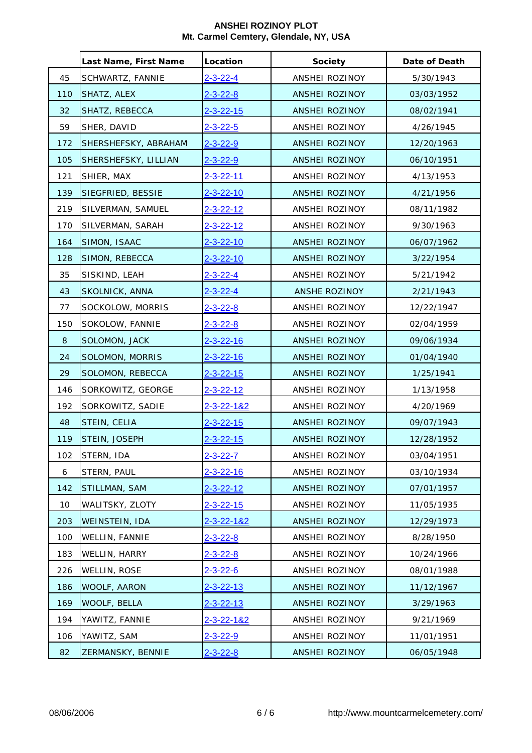**ANSHEI ROZINOY PLOT**
**Mt. Carmel Cemtery, Glendale, NY, USA**

| | Last Name, First Name | Location | Society | Date of Death |
|---|---|---|---|---|
| 45 | SCHWARTZ, FANNIE | 2-3-22-4 | ANSHEI ROZINOY | 5/30/1943 |
| 110 | SHATZ, ALEX | 2-3-22-8 | ANSHEI ROZINOY | 03/03/1952 |
| 32 | SHATZ, REBECCA | 2-3-22-15 | ANSHEI ROZINOY | 08/02/1941 |
| 59 | SHER, DAVID | 2-3-22-5 | ANSHEI ROZINOY | 4/26/1945 |
| 172 | SHERSHEFSKY, ABRAHAM | 2-3-22-9 | ANSHEI ROZINOY | 12/20/1963 |
| 105 | SHERSHEFSKY, LILLIAN | 2-3-22-9 | ANSHEI ROZINOY | 06/10/1951 |
| 121 | SHIER, MAX | 2-3-22-11 | ANSHEI ROZINOY | 4/13/1953 |
| 139 | SIEGFRIED, BESSIE | 2-3-22-10 | ANSHEI ROZINOY | 4/21/1956 |
| 219 | SILVERMAN, SAMUEL | 2-3-22-12 | ANSHEI ROZINOY | 08/11/1982 |
| 170 | SILVERMAN, SARAH | 2-3-22-12 | ANSHEI ROZINOY | 9/30/1963 |
| 164 | SIMON, ISAAC | 2-3-22-10 | ANSHEI ROZINOY | 06/07/1962 |
| 128 | SIMON, REBECCA | 2-3-22-10 | ANSHEI ROZINOY | 3/22/1954 |
| 35 | SISKIND, LEAH | 2-3-22-4 | ANSHEI ROZINOY | 5/21/1942 |
| 43 | SKOLNICK, ANNA | 2-3-22-4 | ANSHE ROZINOY | 2/21/1943 |
| 77 | SOCKOLOW, MORRIS | 2-3-22-8 | ANSHEI ROZINOY | 12/22/1947 |
| 150 | SOKOLOW, FANNIE | 2-3-22-8 | ANSHEI ROZINOY | 02/04/1959 |
| 8 | SOLOMON, JACK | 2-3-22-16 | ANSHEI ROZINOY | 09/06/1934 |
| 24 | SOLOMON, MORRIS | 2-3-22-16 | ANSHEI ROZINOY | 01/04/1940 |
| 29 | SOLOMON, REBECCA | 2-3-22-15 | ANSHEI ROZINOY | 1/25/1941 |
| 146 | SORKOWITZ, GEORGE | 2-3-22-12 | ANSHEI ROZINOY | 1/13/1958 |
| 192 | SORKOWITZ, SADIE | 2-3-22-1&2 | ANSHEI ROZINOY | 4/20/1969 |
| 48 | STEIN, CELIA | 2-3-22-15 | ANSHEI ROZINOY | 09/07/1943 |
| 119 | STEIN, JOSEPH | 2-3-22-15 | ANSHEI ROZINOY | 12/28/1952 |
| 102 | STERN, IDA | 2-3-22-7 | ANSHEI ROZINOY | 03/04/1951 |
| 6 | STERN, PAUL | 2-3-22-16 | ANSHEI ROZINOY | 03/10/1934 |
| 142 | STILLMAN, SAM | 2-3-22-12 | ANSHEI ROZINOY | 07/01/1957 |
| 10 | WALITSKY, ZLOTY | 2-3-22-15 | ANSHEI ROZINOY | 11/05/1935 |
| 203 | WEINSTEIN, IDA | 2-3-22-1&2 | ANSHEI ROZINOY | 12/29/1973 |
| 100 | WELLIN, FANNIE | 2-3-22-8 | ANSHEI ROZINOY | 8/28/1950 |
| 183 | WELLIN, HARRY | 2-3-22-8 | ANSHEI ROZINOY | 10/24/1966 |
| 226 | WELLIN, ROSE | 2-3-22-6 | ANSHEI ROZINOY | 08/01/1988 |
| 186 | WOOLF, AARON | 2-3-22-13 | ANSHEI ROZINOY | 11/12/1967 |
| 169 | WOOLF, BELLA | 2-3-22-13 | ANSHEI ROZINOY | 3/29/1963 |
| 194 | YAWITZ, FANNIE | 2-3-22-1&2 | ANSHEI ROZINOY | 9/21/1969 |
| 106 | YAWITZ, SAM | 2-3-22-9 | ANSHEI ROZINOY | 11/01/1951 |
| 82 | ZERMANSKY, BENNIE | 2-3-22-8 | ANSHEI ROZINOY | 06/05/1948 |